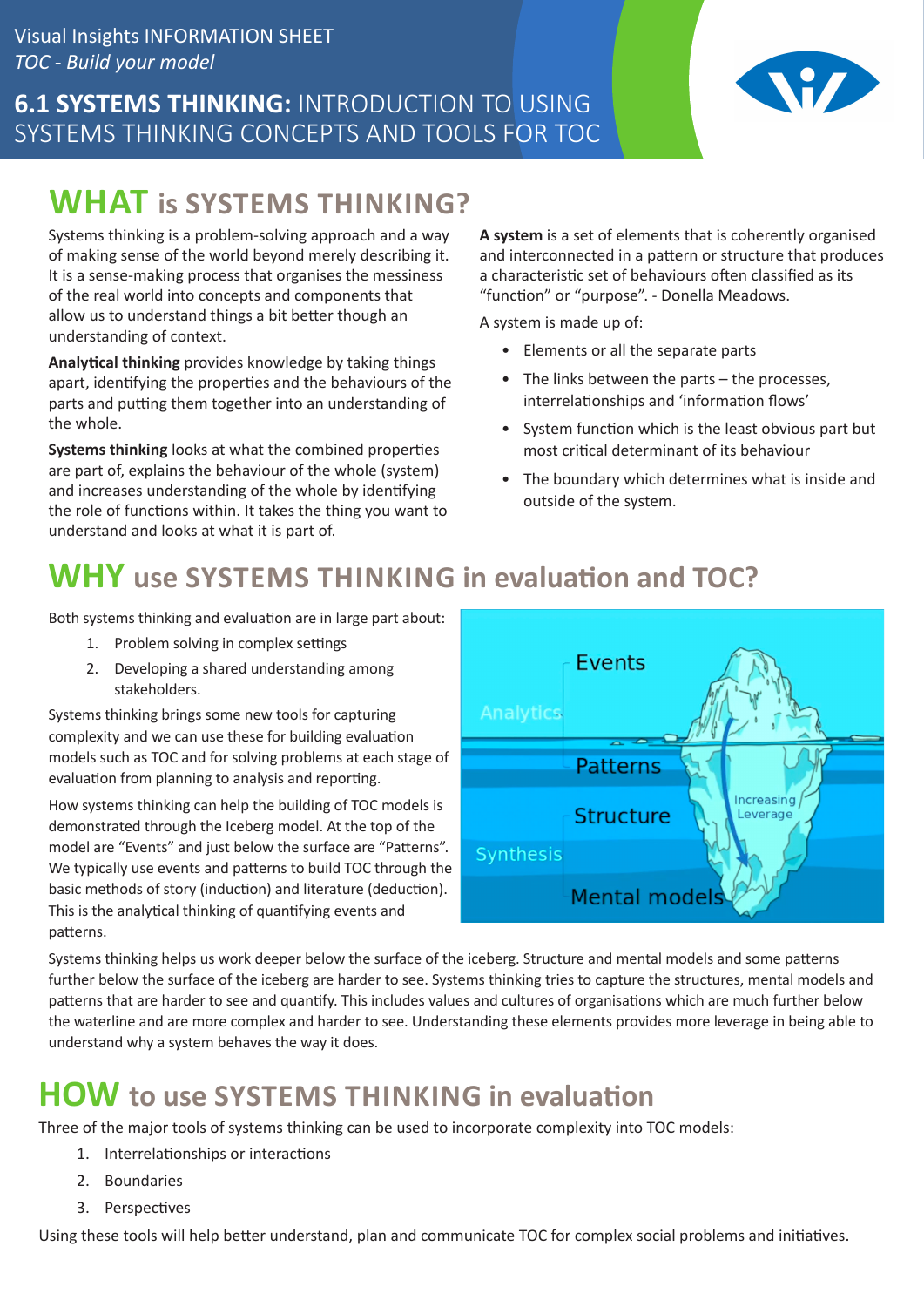Visual Insights INFORMATION SHEET
*TOC - Build your model*

# 6.1 SYSTEMS THINKING: INTRODUCTION TO USING SYSTEMS THINKING CONCEPTS AND TOOLS FOR TOC

## WHAT is SYSTEMS THINKING?

Systems thinking is a problem-solving approach and a way of making sense of the world beyond merely describing it. It is a sense-making process that organises the messiness of the real world into concepts and components that allow us to understand things a bit better though an understanding of context.

**Analytical thinking** provides knowledge by taking things apart, identifying the properties and the behaviours of the parts and putting them together into an understanding of the whole.

**Systems thinking** looks at what the combined properties are part of, explains the behaviour of the whole (system) and increases understanding of the whole by identifying the role of functions within. It takes the thing you want to understand and looks at what it is part of.

**A system** is a set of elements that is coherently organised and interconnected in a pattern or structure that produces a characteristic set of behaviours often classified as its "function" or "purpose". - Donella Meadows.

A system is made up of:

- Elements or all the separate parts
- The links between the parts – the processes, interrelationships and 'information flows'
- System function which is the least obvious part but most critical determinant of its behaviour
- The boundary which determines what is inside and outside of the system.

## WHY use SYSTEMS THINKING in evaluation and TOC?

Both systems thinking and evaluation are in large part about:

1. Problem solving in complex settings
2. Developing a shared understanding among stakeholders.

Systems thinking brings some new tools for capturing complexity and we can use these for building evaluation models such as TOC and for solving problems at each stage of evaluation from planning to analysis and reporting.

How systems thinking can help the building of TOC models is demonstrated through the Iceberg model. At the top of the model are "Events" and just below the surface are "Patterns". We typically use events and patterns to build TOC through the basic methods of story (induction) and literature (deduction). This is the analytical thinking of quantifying events and patterns.

Events | Analytics | Patterns | Structure | Synthesis | Mental models | Increasing Leverage

Systems thinking helps us work deeper below the surface of the iceberg. Structure and mental models and some patterns further below the surface of the iceberg are harder to see. Systems thinking tries to capture the structures, mental models and patterns that are harder to see and quantify. This includes values and cultures of organisations which are much further below the waterline and are more complex and harder to see. Understanding these elements provides more leverage in being able to understand why a system behaves the way it does.

## HOW to use SYSTEMS THINKING in evaluation

Three of the major tools of systems thinking can be used to incorporate complexity into TOC models:

1. Interrelationships or interactions
2. Boundaries
3. Perspectives

Using these tools will help better understand, plan and communicate TOC for complex social problems and initiatives.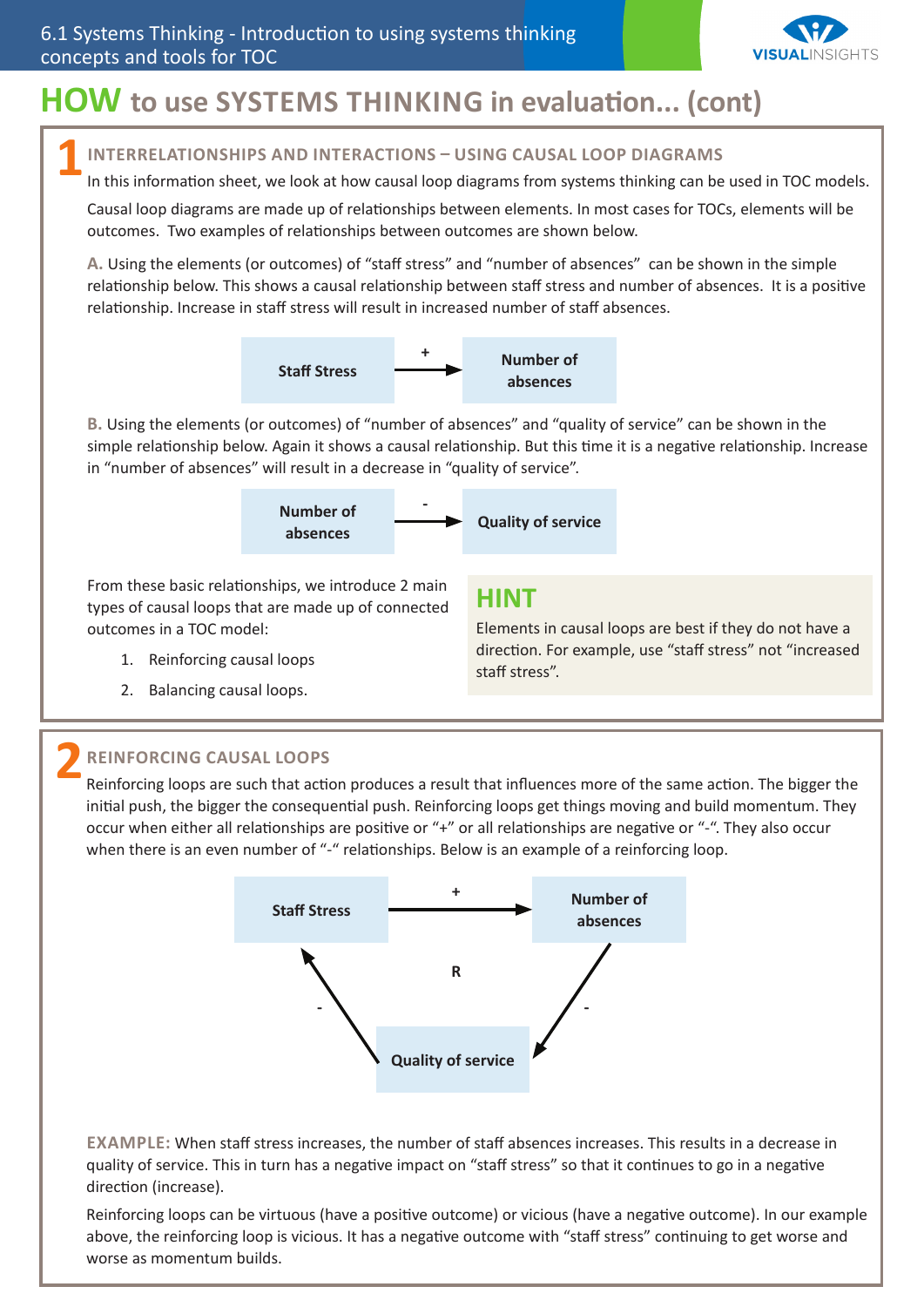# HOW to use SYSTEMS THINKING in evaluation... (cont)

## 1 INTERRELATIONSHIPS AND INTERACTIONS – USING CAUSAL LOOP DIAGRAMS

In this information sheet, we look at how causal loop diagrams from systems thinking can be used in TOC models.

Causal loop diagrams are made up of relationships between elements. In most cases for TOCs, elements will be outcomes. Two examples of relationships between outcomes are shown below.

**A.** Using the elements (or outcomes) of "staff stress" and "number of absences" can be shown in the simple relationship below. This shows a causal relationship between staff stress and number of absences. It is a positive relationship. Increase in staff stress will result in increased number of staff absences.

**Staff Stress** —(+)→ **Number of absences**

**B.** Using the elements (or outcomes) of "number of absences" and "quality of service" can be shown in the simple relationship below. Again it shows a causal relationship. But this time it is a negative relationship. Increase in "number of absences" will result in a decrease in "quality of service".

**Number of absences** —(-)→ **Quality of service**

From these basic relationships, we introduce 2 main types of causal loops that are made up of connected outcomes in a TOC model:

1. Reinforcing causal loops
2. Balancing causal loops.

> **HINT**
>
> Elements in causal loops are best if they do not have a direction. For example, use "staff stress" not "increased staff stress".

## 2 REINFORCING CAUSAL LOOPS

Reinforcing loops are such that action produces a result that influences more of the same action. The bigger the initial push, the bigger the consequential push. Reinforcing loops get things moving and build momentum. They occur when either all relationships are positive or "+" or all relationships are negative or "-". They also occur when there is an even number of "-" relationships. Below is an example of a reinforcing loop.

**Staff Stress** —(+)→ **Number of absences** —(-)→ **Quality of service** —(-)→ **Staff Stress** (R)

**EXAMPLE:** When staff stress increases, the number of staff absences increases. This results in a decrease in quality of service. This in turn has a negative impact on "staff stress" so that it continues to go in a negative direction (increase).

Reinforcing loops can be virtuous (have a positive outcome) or vicious (have a negative outcome). In our example above, the reinforcing loop is vicious. It has a negative outcome with "staff stress" continuing to get worse and worse as momentum builds.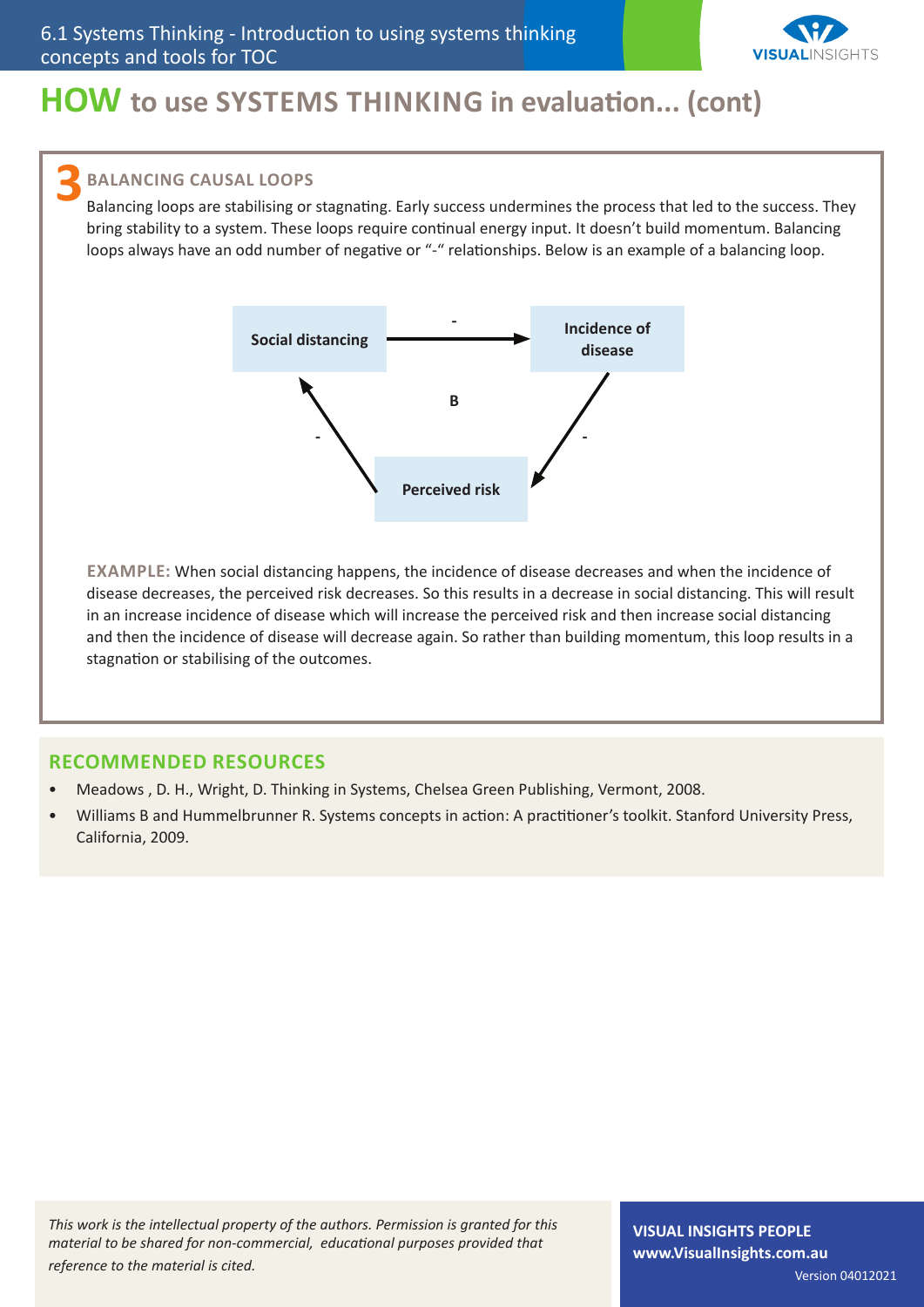# HOW to use SYSTEMS THINKING in evaluation... (cont)

## 3 BALANCING CAUSAL LOOPS

Balancing loops are stabilising or stagnating. Early success undermines the process that led to the success. They bring stability to a system. These loops require continual energy input. It doesn't build momentum. Balancing loops always have an odd number of negative or "-" relationships. Below is an example of a balancing loop.

Social distancing

-

Incidence of disease

B

-

-

Perceived risk

**EXAMPLE:** When social distancing happens, the incidence of disease decreases and when the incidence of disease decreases, the perceived risk decreases. So this results in a decrease in social distancing. This will result in an increase incidence of disease which will increase the perceived risk and then increase social distancing and then the incidence of disease will decrease again. So rather than building momentum, this loop results in a stagnation or stabilising of the outcomes.

## RECOMMENDED RESOURCES

- Meadows , D. H., Wright, D. Thinking in Systems, Chelsea Green Publishing, Vermont, 2008.
- Williams B and Hummelbrunner R. Systems concepts in action: A practitioner's toolkit. Stanford University Press, California, 2009.

*This work is the intellectual property of the authors. Permission is granted for this material to be shared for non-commercial, educational purposes provided that reference to the material is cited.*

**VISUAL INSIGHTS PEOPLE**
**www.VisualInsights.com.au**
Version 04012021